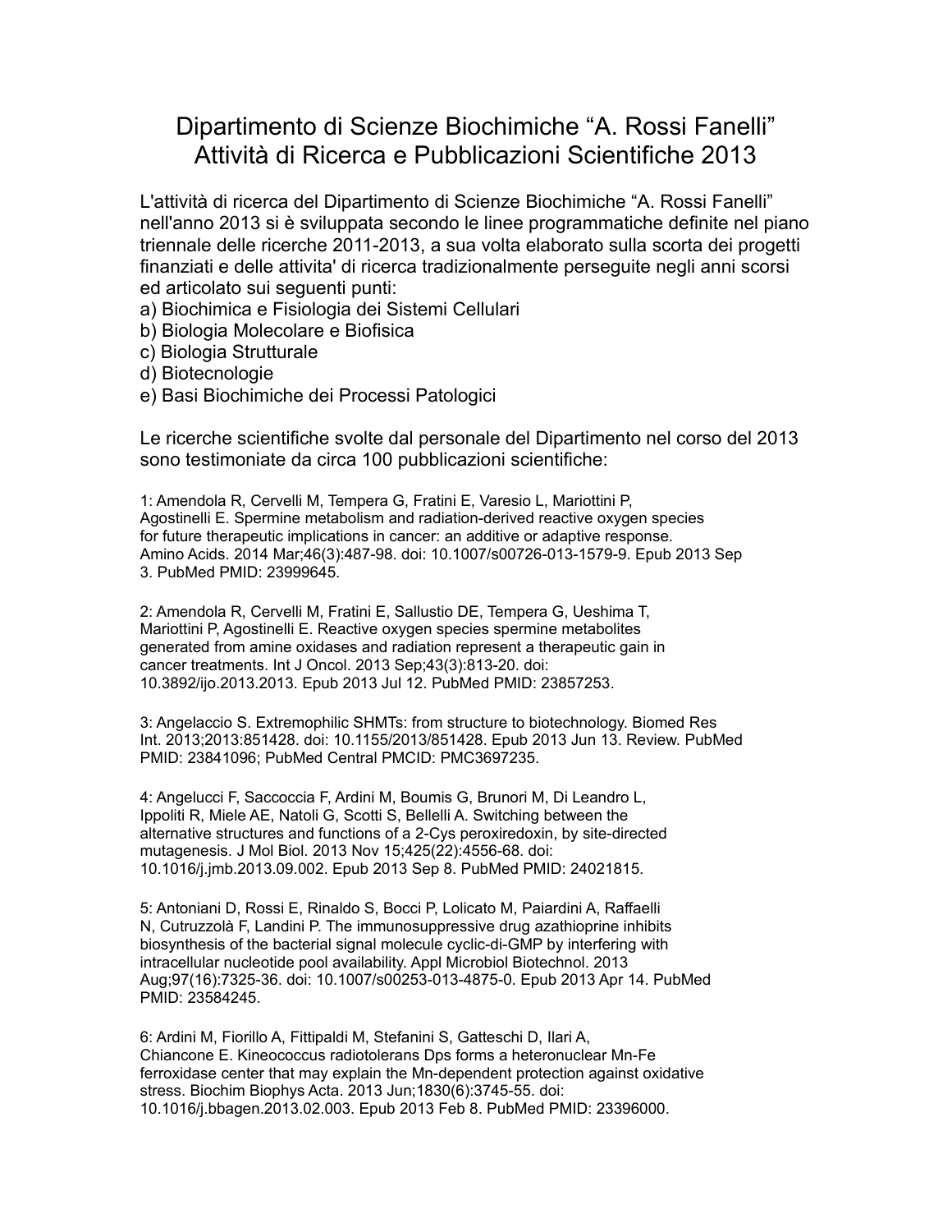# Dipartimento di Scienze Biochimiche “A. Rossi Fanelli”
# Attività di Ricerca e Pubblicazioni Scientifiche 2013

L'attività di ricerca del Dipartimento di Scienze Biochimiche “A. Rossi Fanelli” nell'anno 2013 si è sviluppata secondo le linee programmatiche definite nel piano triennale delle ricerche 2011-2013, a sua volta elaborato sulla scorta dei progetti finanziati e delle attivita' di ricerca tradizionalmente perseguite negli anni scorsi ed articolato sui seguenti punti:

a) Biochimica e Fisiologia dei Sistemi Cellulari
b) Biologia Molecolare e Biofisica
c) Biologia Strutturale
d) Biotecnologie
e) Basi Biochimiche dei Processi Patologici

Le ricerche scientifiche svolte dal personale del Dipartimento nel corso del 2013 sono testimoniate da circa 100 pubblicazioni scientifiche:

1: Amendola R, Cervelli M, Tempera G, Fratini E, Varesio L, Mariottini P, Agostinelli E. Spermine metabolism and radiation-derived reactive oxygen species for future therapeutic implications in cancer: an additive or adaptive response. Amino Acids. 2014 Mar;46(3):487-98. doi: 10.1007/s00726-013-1579-9. Epub 2013 Sep 3. PubMed PMID: 23999645.

2: Amendola R, Cervelli M, Fratini E, Sallustio DE, Tempera G, Ueshima T, Mariottini P, Agostinelli E. Reactive oxygen species spermine metabolites generated from amine oxidases and radiation represent a therapeutic gain in cancer treatments. Int J Oncol. 2013 Sep;43(3):813-20. doi: 10.3892/ijo.2013.2013. Epub 2013 Jul 12. PubMed PMID: 23857253.

3: Angelaccio S. Extremophilic SHMTs: from structure to biotechnology. Biomed Res Int. 2013;2013:851428. doi: 10.1155/2013/851428. Epub 2013 Jun 13. Review. PubMed PMID: 23841096; PubMed Central PMCID: PMC3697235.

4: Angelucci F, Saccoccia F, Ardini M, Boumis G, Brunori M, Di Leandro L, Ippoliti R, Miele AE, Natoli G, Scotti S, Bellelli A. Switching between the alternative structures and functions of a 2-Cys peroxiredoxin, by site-directed mutagenesis. J Mol Biol. 2013 Nov 15;425(22):4556-68. doi: 10.1016/j.jmb.2013.09.002. Epub 2013 Sep 8. PubMed PMID: 24021815.

5: Antoniani D, Rossi E, Rinaldo S, Bocci P, Lolicato M, Paiardini A, Raffaelli N, Cutruzzolà F, Landini P. The immunosuppressive drug azathioprine inhibits biosynthesis of the bacterial signal molecule cyclic-di-GMP by interfering with intracellular nucleotide pool availability. Appl Microbiol Biotechnol. 2013 Aug;97(16):7325-36. doi: 10.1007/s00253-013-4875-0. Epub 2013 Apr 14. PubMed PMID: 23584245.

6: Ardini M, Fiorillo A, Fittipaldi M, Stefanini S, Gatteschi D, Ilari A, Chiancone E. Kineococcus radiotolerans Dps forms a heteronuclear Mn-Fe ferroxidase center that may explain the Mn-dependent protection against oxidative stress. Biochim Biophys Acta. 2013 Jun;1830(6):3745-55. doi: 10.1016/j.bbagen.2013.02.003. Epub 2013 Feb 8. PubMed PMID: 23396000.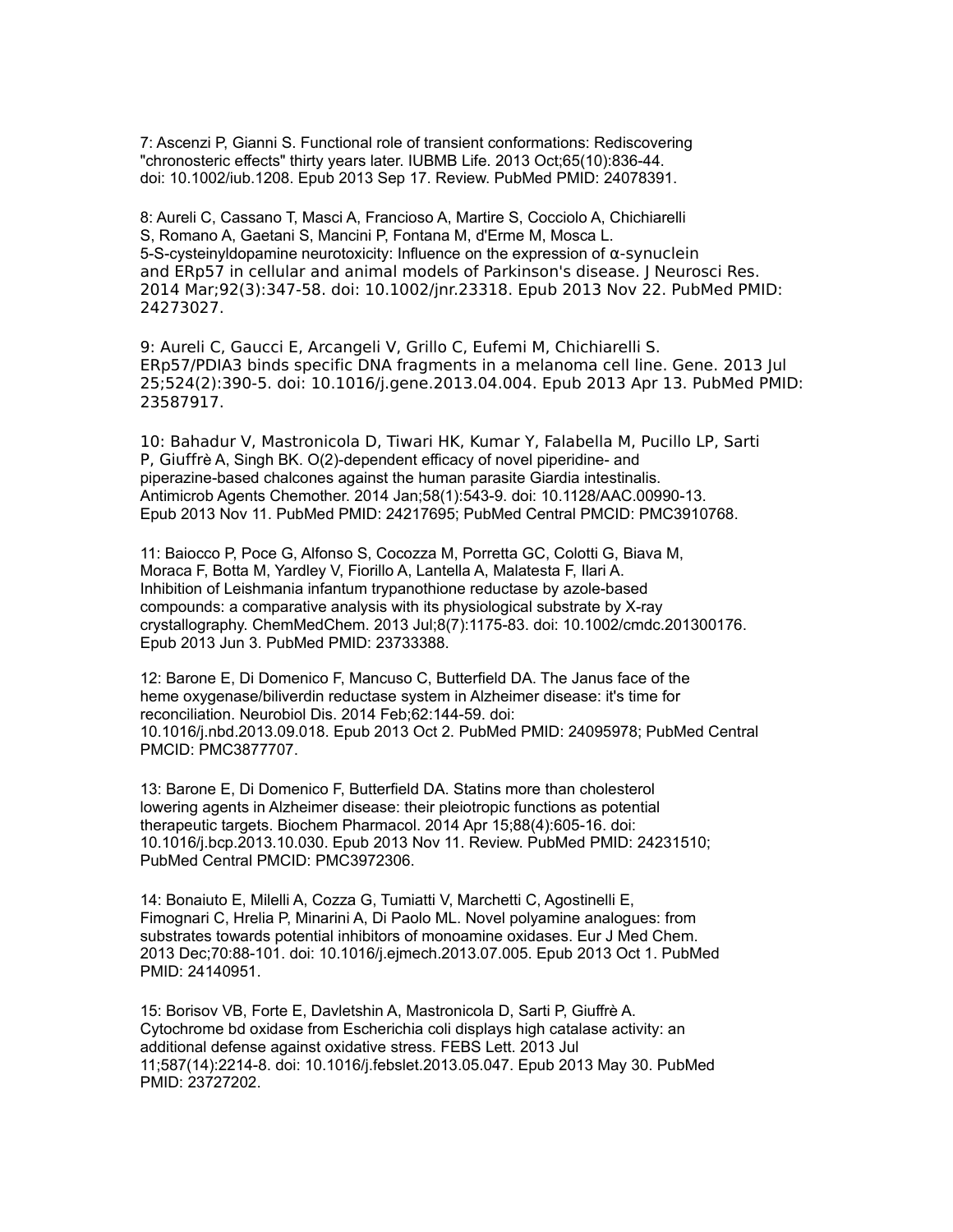7: Ascenzi P, Gianni S. Functional role of transient conformations: Rediscovering "chronosteric effects" thirty years later. IUBMB Life. 2013 Oct;65(10):836-44. doi: 10.1002/iub.1208. Epub 2013 Sep 17. Review. PubMed PMID: 24078391.

8: Aureli C, Cassano T, Masci A, Francioso A, Martire S, Cocciolo A, Chichiarelli S, Romano A, Gaetani S, Mancini P, Fontana M, d'Erme M, Mosca L. 5-S-cysteinyldopamine neurotoxicity: Influence on the expression of α-synuclein and ERp57 in cellular and animal models of Parkinson's disease. J Neurosci Res. 2014 Mar;92(3):347-58. doi: 10.1002/jnr.23318. Epub 2013 Nov 22. PubMed PMID: 24273027.

9: Aureli C, Gaucci E, Arcangeli V, Grillo C, Eufemi M, Chichiarelli S. ERp57/PDIA3 binds specific DNA fragments in a melanoma cell line. Gene. 2013 Jul 25;524(2):390-5. doi: 10.1016/j.gene.2013.04.004. Epub 2013 Apr 13. PubMed PMID: 23587917.

10: Bahadur V, Mastronicola D, Tiwari HK, Kumar Y, Falabella M, Pucillo LP, Sarti P, Giuffrè A, Singh BK. O(2)-dependent efficacy of novel piperidine- and piperazine-based chalcones against the human parasite Giardia intestinalis. Antimicrob Agents Chemother. 2014 Jan;58(1):543-9. doi: 10.1128/AAC.00990-13. Epub 2013 Nov 11. PubMed PMID: 24217695; PubMed Central PMCID: PMC3910768.

11: Baiocco P, Poce G, Alfonso S, Cocozza M, Porretta GC, Colotti G, Biava M, Moraca F, Botta M, Yardley V, Fiorillo A, Lantella A, Malatesta F, Ilari A. Inhibition of Leishmania infantum trypanothione reductase by azole-based compounds: a comparative analysis with its physiological substrate by X-ray crystallography. ChemMedChem. 2013 Jul;8(7):1175-83. doi: 10.1002/cmdc.201300176. Epub 2013 Jun 3. PubMed PMID: 23733388.

12: Barone E, Di Domenico F, Mancuso C, Butterfield DA. The Janus face of the heme oxygenase/biliverdin reductase system in Alzheimer disease: it's time for reconciliation. Neurobiol Dis. 2014 Feb;62:144-59. doi: 10.1016/j.nbd.2013.09.018. Epub 2013 Oct 2. PubMed PMID: 24095978; PubMed Central PMCID: PMC3877707.

13: Barone E, Di Domenico F, Butterfield DA. Statins more than cholesterol lowering agents in Alzheimer disease: their pleiotropic functions as potential therapeutic targets. Biochem Pharmacol. 2014 Apr 15;88(4):605-16. doi: 10.1016/j.bcp.2013.10.030. Epub 2013 Nov 11. Review. PubMed PMID: 24231510; PubMed Central PMCID: PMC3972306.

14: Bonaiuto E, Milelli A, Cozza G, Tumiatti V, Marchetti C, Agostinelli E, Fimognari C, Hrelia P, Minarini A, Di Paolo ML. Novel polyamine analogues: from substrates towards potential inhibitors of monoamine oxidases. Eur J Med Chem. 2013 Dec;70:88-101. doi: 10.1016/j.ejmech.2013.07.005. Epub 2013 Oct 1. PubMed PMID: 24140951.

15: Borisov VB, Forte E, Davletshin A, Mastronicola D, Sarti P, Giuffrè A. Cytochrome bd oxidase from Escherichia coli displays high catalase activity: an additional defense against oxidative stress. FEBS Lett. 2013 Jul 11;587(14):2214-8. doi: 10.1016/j.febslet.2013.05.047. Epub 2013 May 30. PubMed PMID: 23727202.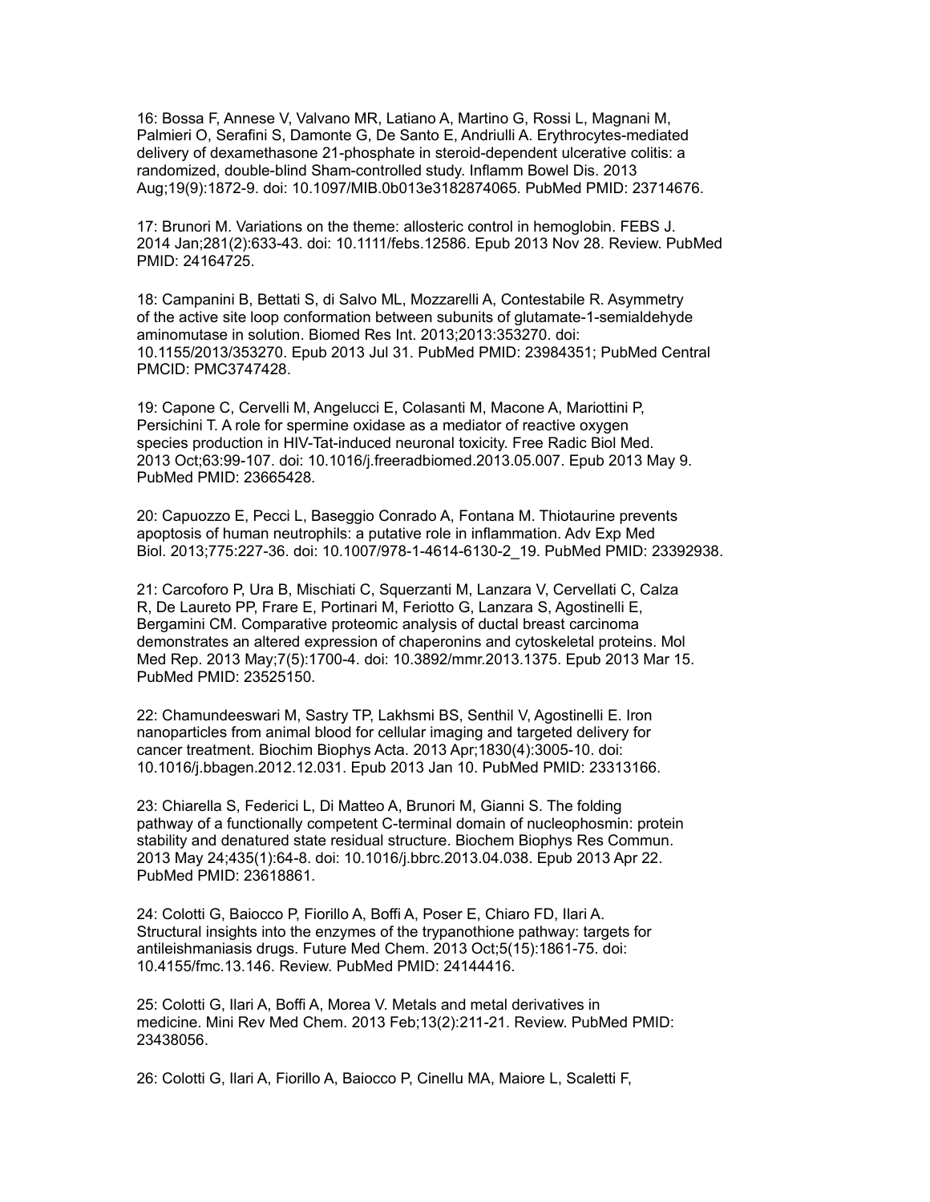16: Bossa F, Annese V, Valvano MR, Latiano A, Martino G, Rossi L, Magnani M, Palmieri O, Serafini S, Damonte G, De Santo E, Andriulli A. Erythrocytes-mediated delivery of dexamethasone 21-phosphate in steroid-dependent ulcerative colitis: a randomized, double-blind Sham-controlled study. Inflamm Bowel Dis. 2013 Aug;19(9):1872-9. doi: 10.1097/MIB.0b013e3182874065. PubMed PMID: 23714676.

17: Brunori M. Variations on the theme: allosteric control in hemoglobin. FEBS J. 2014 Jan;281(2):633-43. doi: 10.1111/febs.12586. Epub 2013 Nov 28. Review. PubMed PMID: 24164725.

18: Campanini B, Bettati S, di Salvo ML, Mozzarelli A, Contestabile R. Asymmetry of the active site loop conformation between subunits of glutamate-1-semialdehyde aminomutase in solution. Biomed Res Int. 2013;2013:353270. doi: 10.1155/2013/353270. Epub 2013 Jul 31. PubMed PMID: 23984351; PubMed Central PMCID: PMC3747428.

19: Capone C, Cervelli M, Angelucci E, Colasanti M, Macone A, Mariottini P, Persichini T. A role for spermine oxidase as a mediator of reactive oxygen species production in HIV-Tat-induced neuronal toxicity. Free Radic Biol Med. 2013 Oct;63:99-107. doi: 10.1016/j.freeradbiomed.2013.05.007. Epub 2013 May 9. PubMed PMID: 23665428.

20: Capuozzo E, Pecci L, Baseggio Conrado A, Fontana M. Thiotaurine prevents apoptosis of human neutrophils: a putative role in inflammation. Adv Exp Med Biol. 2013;775:227-36. doi: 10.1007/978-1-4614-6130-2_19. PubMed PMID: 23392938.

21: Carcoforo P, Ura B, Mischiati C, Squerzanti M, Lanzara V, Cervellati C, Calza R, De Laureto PP, Frare E, Portinari M, Feriotto G, Lanzara S, Agostinelli E, Bergamini CM. Comparative proteomic analysis of ductal breast carcinoma demonstrates an altered expression of chaperonins and cytoskeletal proteins. Mol Med Rep. 2013 May;7(5):1700-4. doi: 10.3892/mmr.2013.1375. Epub 2013 Mar 15. PubMed PMID: 23525150.

22: Chamundeeswari M, Sastry TP, Lakhsmi BS, Senthil V, Agostinelli E. Iron nanoparticles from animal blood for cellular imaging and targeted delivery for cancer treatment. Biochim Biophys Acta. 2013 Apr;1830(4):3005-10. doi: 10.1016/j.bbagen.2012.12.031. Epub 2013 Jan 10. PubMed PMID: 23313166.

23: Chiarella S, Federici L, Di Matteo A, Brunori M, Gianni S. The folding pathway of a functionally competent C-terminal domain of nucleophosmin: protein stability and denatured state residual structure. Biochem Biophys Res Commun. 2013 May 24;435(1):64-8. doi: 10.1016/j.bbrc.2013.04.038. Epub 2013 Apr 22. PubMed PMID: 23618861.

24: Colotti G, Baiocco P, Fiorillo A, Boffi A, Poser E, Chiaro FD, Ilari A. Structural insights into the enzymes of the trypanothione pathway: targets for antileishmaniasis drugs. Future Med Chem. 2013 Oct;5(15):1861-75. doi: 10.4155/fmc.13.146. Review. PubMed PMID: 24144416.

25: Colotti G, Ilari A, Boffi A, Morea V. Metals and metal derivatives in medicine. Mini Rev Med Chem. 2013 Feb;13(2):211-21. Review. PubMed PMID: 23438056.

26: Colotti G, Ilari A, Fiorillo A, Baiocco P, Cinellu MA, Maiore L, Scaletti F,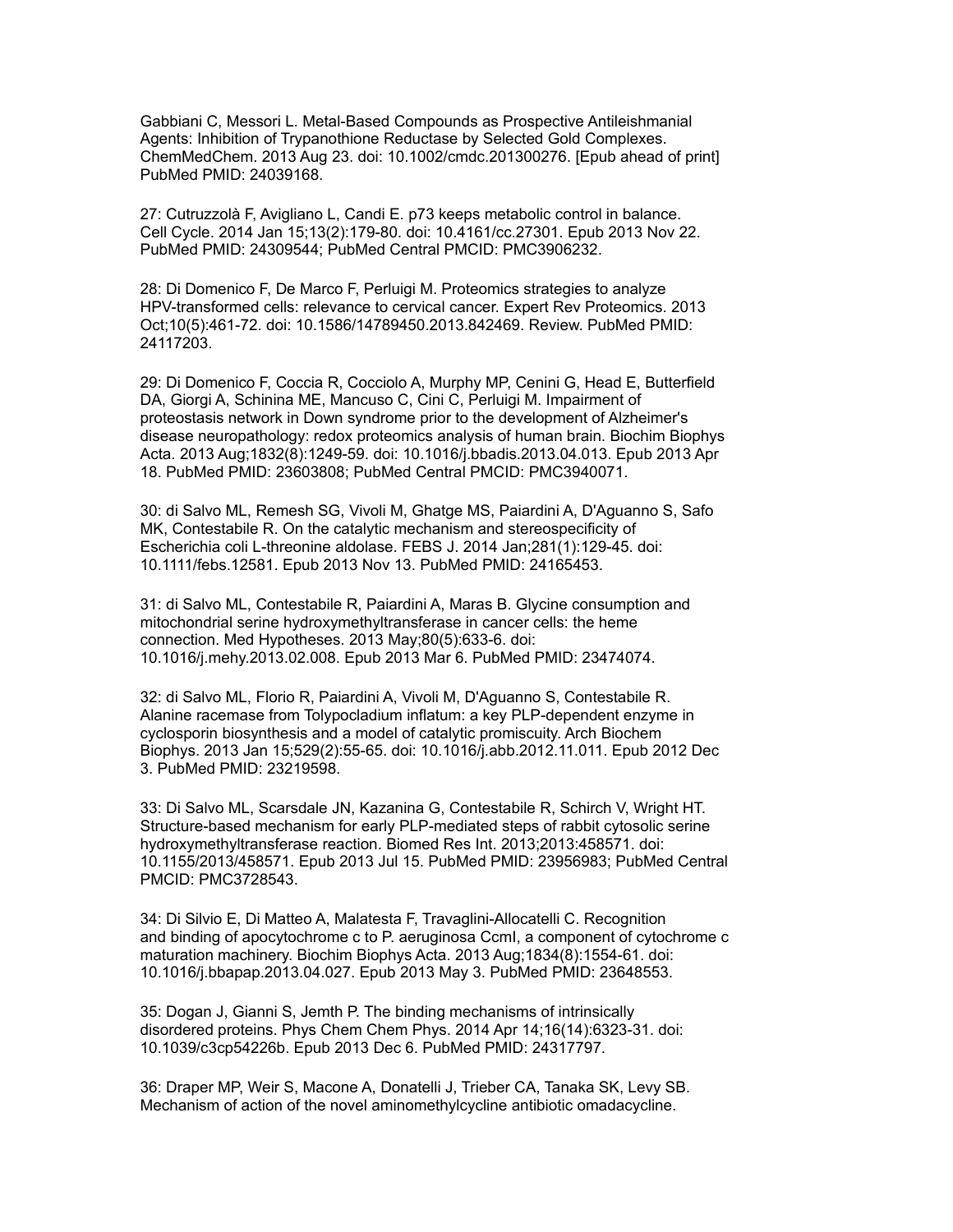Gabbiani C, Messori L. Metal-Based Compounds as Prospective Antileishmanial Agents: Inhibition of Trypanothione Reductase by Selected Gold Complexes. ChemMedChem. 2013 Aug 23. doi: 10.1002/cmdc.201300276. [Epub ahead of print] PubMed PMID: 24039168.

27: Cutruzzolà F, Avigliano L, Candi E. p73 keeps metabolic control in balance. Cell Cycle. 2014 Jan 15;13(2):179-80. doi: 10.4161/cc.27301. Epub 2013 Nov 22. PubMed PMID: 24309544; PubMed Central PMCID: PMC3906232.

28: Di Domenico F, De Marco F, Perluigi M. Proteomics strategies to analyze HPV-transformed cells: relevance to cervical cancer. Expert Rev Proteomics. 2013 Oct;10(5):461-72. doi: 10.1586/14789450.2013.842469. Review. PubMed PMID: 24117203.

29: Di Domenico F, Coccia R, Cocciolo A, Murphy MP, Cenini G, Head E, Butterfield DA, Giorgi A, Schinina ME, Mancuso C, Cini C, Perluigi M. Impairment of proteostasis network in Down syndrome prior to the development of Alzheimer's disease neuropathology: redox proteomics analysis of human brain. Biochim Biophys Acta. 2013 Aug;1832(8):1249-59. doi: 10.1016/j.bbadis.2013.04.013. Epub 2013 Apr 18. PubMed PMID: 23603808; PubMed Central PMCID: PMC3940071.

30: di Salvo ML, Remesh SG, Vivoli M, Ghatge MS, Paiardini A, D'Aguanno S, Safo MK, Contestabile R. On the catalytic mechanism and stereospecificity of Escherichia coli L-threonine aldolase. FEBS J. 2014 Jan;281(1):129-45. doi: 10.1111/febs.12581. Epub 2013 Nov 13. PubMed PMID: 24165453.

31: di Salvo ML, Contestabile R, Paiardini A, Maras B. Glycine consumption and mitochondrial serine hydroxymethyltransferase in cancer cells: the heme connection. Med Hypotheses. 2013 May;80(5):633-6. doi: 10.1016/j.mehy.2013.02.008. Epub 2013 Mar 6. PubMed PMID: 23474074.

32: di Salvo ML, Florio R, Paiardini A, Vivoli M, D'Aguanno S, Contestabile R. Alanine racemase from Tolypocladium inflatum: a key PLP-dependent enzyme in cyclosporin biosynthesis and a model of catalytic promiscuity. Arch Biochem Biophys. 2013 Jan 15;529(2):55-65. doi: 10.1016/j.abb.2012.11.011. Epub 2012 Dec 3. PubMed PMID: 23219598.

33: Di Salvo ML, Scarsdale JN, Kazanina G, Contestabile R, Schirch V, Wright HT. Structure-based mechanism for early PLP-mediated steps of rabbit cytosolic serine hydroxymethyltransferase reaction. Biomed Res Int. 2013;2013:458571. doi: 10.1155/2013/458571. Epub 2013 Jul 15. PubMed PMID: 23956983; PubMed Central PMCID: PMC3728543.

34: Di Silvio E, Di Matteo A, Malatesta F, Travaglini-Allocatelli C. Recognition and binding of apocytochrome c to P. aeruginosa CcmI, a component of cytochrome c maturation machinery. Biochim Biophys Acta. 2013 Aug;1834(8):1554-61. doi: 10.1016/j.bbapap.2013.04.027. Epub 2013 May 3. PubMed PMID: 23648553.

35: Dogan J, Gianni S, Jemth P. The binding mechanisms of intrinsically disordered proteins. Phys Chem Chem Phys. 2014 Apr 14;16(14):6323-31. doi: 10.1039/c3cp54226b. Epub 2013 Dec 6. PubMed PMID: 24317797.

36: Draper MP, Weir S, Macone A, Donatelli J, Trieber CA, Tanaka SK, Levy SB. Mechanism of action of the novel aminomethylcycline antibiotic omadacycline.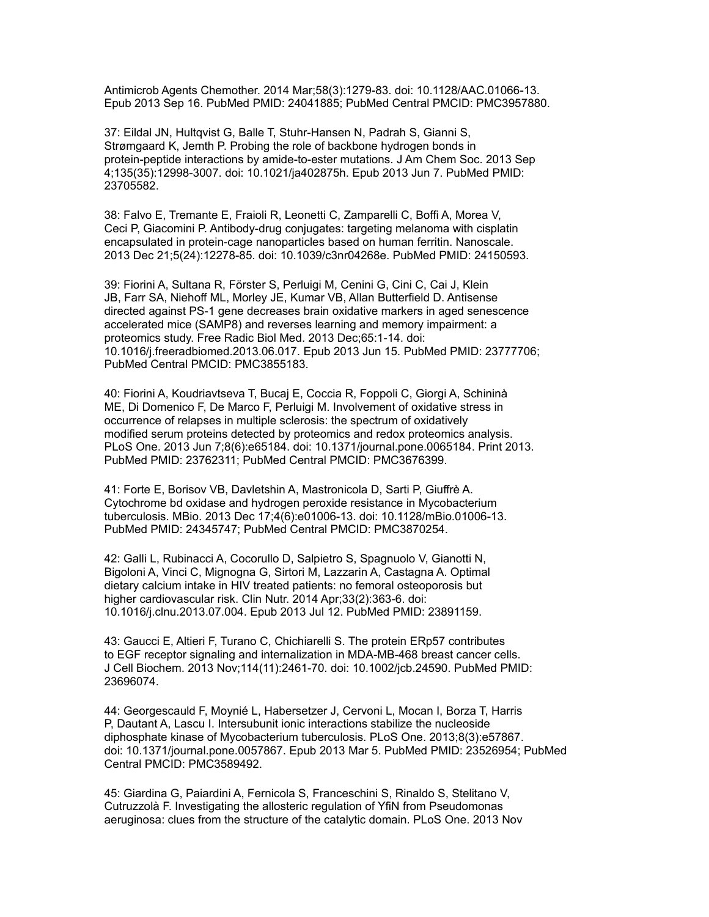Antimicrob Agents Chemother. 2014 Mar;58(3):1279-83. doi: 10.1128/AAC.01066-13. Epub 2013 Sep 16. PubMed PMID: 24041885; PubMed Central PMCID: PMC3957880.

37: Eildal JN, Hultqvist G, Balle T, Stuhr-Hansen N, Padrah S, Gianni S, Strømgaard K, Jemth P. Probing the role of backbone hydrogen bonds in protein-peptide interactions by amide-to-ester mutations. J Am Chem Soc. 2013 Sep 4;135(35):12998-3007. doi: 10.1021/ja402875h. Epub 2013 Jun 7. PubMed PMID: 23705582.

38: Falvo E, Tremante E, Fraioli R, Leonetti C, Zamparelli C, Boffi A, Morea V, Ceci P, Giacomini P. Antibody-drug conjugates: targeting melanoma with cisplatin encapsulated in protein-cage nanoparticles based on human ferritin. Nanoscale. 2013 Dec 21;5(24):12278-85. doi: 10.1039/c3nr04268e. PubMed PMID: 24150593.

39: Fiorini A, Sultana R, Förster S, Perluigi M, Cenini G, Cini C, Cai J, Klein JB, Farr SA, Niehoff ML, Morley JE, Kumar VB, Allan Butterfield D. Antisense directed against PS-1 gene decreases brain oxidative markers in aged senescence accelerated mice (SAMP8) and reverses learning and memory impairment: a proteomics study. Free Radic Biol Med. 2013 Dec;65:1-14. doi: 10.1016/j.freeradbiomed.2013.06.017. Epub 2013 Jun 15. PubMed PMID: 23777706; PubMed Central PMCID: PMC3855183.

40: Fiorini A, Koudriavtseva T, Bucaj E, Coccia R, Foppoli C, Giorgi A, Schininà ME, Di Domenico F, De Marco F, Perluigi M. Involvement of oxidative stress in occurrence of relapses in multiple sclerosis: the spectrum of oxidatively modified serum proteins detected by proteomics and redox proteomics analysis. PLoS One. 2013 Jun 7;8(6):e65184. doi: 10.1371/journal.pone.0065184. Print 2013. PubMed PMID: 23762311; PubMed Central PMCID: PMC3676399.

41: Forte E, Borisov VB, Davletshin A, Mastronicola D, Sarti P, Giuffrè A. Cytochrome bd oxidase and hydrogen peroxide resistance in Mycobacterium tuberculosis. MBio. 2013 Dec 17;4(6):e01006-13. doi: 10.1128/mBio.01006-13. PubMed PMID: 24345747; PubMed Central PMCID: PMC3870254.

42: Galli L, Rubinacci A, Cocorullo D, Salpietro S, Spagnuolo V, Gianotti N, Bigoloni A, Vinci C, Mignogna G, Sirtori M, Lazzarin A, Castagna A. Optimal dietary calcium intake in HIV treated patients: no femoral osteoporosis but higher cardiovascular risk. Clin Nutr. 2014 Apr;33(2):363-6. doi: 10.1016/j.clnu.2013.07.004. Epub 2013 Jul 12. PubMed PMID: 23891159.

43: Gaucci E, Altieri F, Turano C, Chichiarelli S. The protein ERp57 contributes to EGF receptor signaling and internalization in MDA-MB-468 breast cancer cells. J Cell Biochem. 2013 Nov;114(11):2461-70. doi: 10.1002/jcb.24590. PubMed PMID: 23696074.

44: Georgescauld F, Moynié L, Habersetzer J, Cervoni L, Mocan I, Borza T, Harris P, Dautant A, Lascu I. Intersubunit ionic interactions stabilize the nucleoside diphosphate kinase of Mycobacterium tuberculosis. PLoS One. 2013;8(3):e57867. doi: 10.1371/journal.pone.0057867. Epub 2013 Mar 5. PubMed PMID: 23526954; PubMed Central PMCID: PMC3589492.

45: Giardina G, Paiardini A, Fernicola S, Franceschini S, Rinaldo S, Stelitano V, Cutruzzolà F. Investigating the allosteric regulation of YfiN from Pseudomonas aeruginosa: clues from the structure of the catalytic domain. PLoS One. 2013 Nov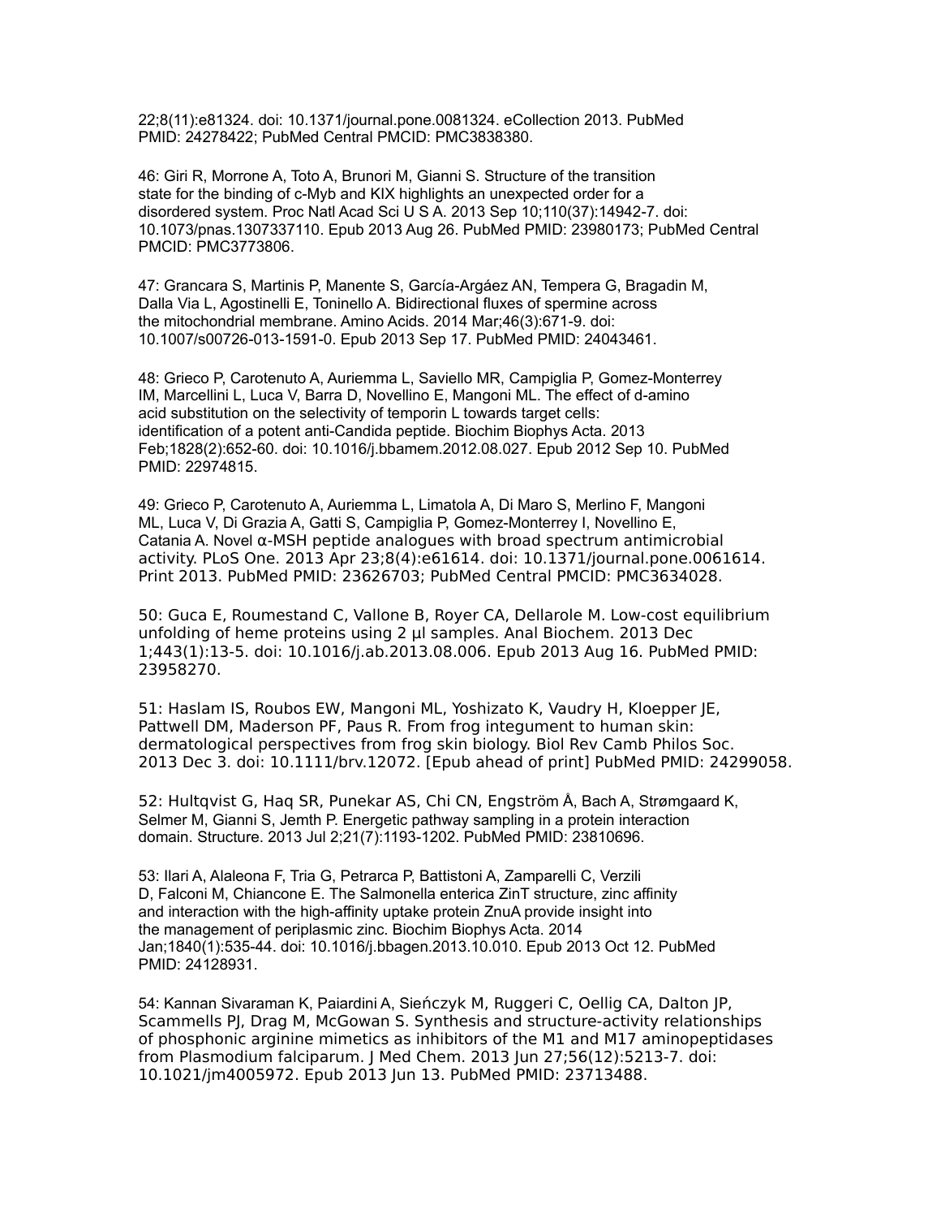22;8(11):e81324. doi: 10.1371/journal.pone.0081324. eCollection 2013. PubMed PMID: 24278422; PubMed Central PMCID: PMC3838380.

46: Giri R, Morrone A, Toto A, Brunori M, Gianni S. Structure of the transition state for the binding of c-Myb and KIX highlights an unexpected order for a disordered system. Proc Natl Acad Sci U S A. 2013 Sep 10;110(37):14942-7. doi: 10.1073/pnas.1307337110. Epub 2013 Aug 26. PubMed PMID: 23980173; PubMed Central PMCID: PMC3773806.

47: Grancara S, Martinis P, Manente S, García-Argáez AN, Tempera G, Bragadin M, Dalla Via L, Agostinelli E, Toninello A. Bidirectional fluxes of spermine across the mitochondrial membrane. Amino Acids. 2014 Mar;46(3):671-9. doi: 10.1007/s00726-013-1591-0. Epub 2013 Sep 17. PubMed PMID: 24043461.

48: Grieco P, Carotenuto A, Auriemma L, Saviello MR, Campiglia P, Gomez-Monterrey IM, Marcellini L, Luca V, Barra D, Novellino E, Mangoni ML. The effect of d-amino acid substitution on the selectivity of temporin L towards target cells: identification of a potent anti-Candida peptide. Biochim Biophys Acta. 2013 Feb;1828(2):652-60. doi: 10.1016/j.bbamem.2012.08.027. Epub 2012 Sep 10. PubMed PMID: 22974815.

49: Grieco P, Carotenuto A, Auriemma L, Limatola A, Di Maro S, Merlino F, Mangoni ML, Luca V, Di Grazia A, Gatti S, Campiglia P, Gomez-Monterrey I, Novellino E, Catania A. Novel α-MSH peptide analogues with broad spectrum antimicrobial activity. PLoS One. 2013 Apr 23;8(4):e61614. doi: 10.1371/journal.pone.0061614. Print 2013. PubMed PMID: 23626703; PubMed Central PMCID: PMC3634028.

50: Guca E, Roumestand C, Vallone B, Royer CA, Dellarole M. Low-cost equilibrium unfolding of heme proteins using 2 µl samples. Anal Biochem. 2013 Dec 1;443(1):13-5. doi: 10.1016/j.ab.2013.08.006. Epub 2013 Aug 16. PubMed PMID: 23958270.

51: Haslam IS, Roubos EW, Mangoni ML, Yoshizato K, Vaudry H, Kloepper JE, Pattwell DM, Maderson PF, Paus R. From frog integument to human skin: dermatological perspectives from frog skin biology. Biol Rev Camb Philos Soc. 2013 Dec 3. doi: 10.1111/brv.12072. [Epub ahead of print] PubMed PMID: 24299058.

52: Hultqvist G, Haq SR, Punekar AS, Chi CN, Engström Å, Bach A, Strømgaard K, Selmer M, Gianni S, Jemth P. Energetic pathway sampling in a protein interaction domain. Structure. 2013 Jul 2;21(7):1193-1202. PubMed PMID: 23810696.

53: Ilari A, Alaleona F, Tria G, Petrarca P, Battistoni A, Zamparelli C, Verzili D, Falconi M, Chiancone E. The Salmonella enterica ZinT structure, zinc affinity and interaction with the high-affinity uptake protein ZnuA provide insight into the management of periplasmic zinc. Biochim Biophys Acta. 2014 Jan;1840(1):535-44. doi: 10.1016/j.bbagen.2013.10.010. Epub 2013 Oct 12. PubMed PMID: 24128931.

54: Kannan Sivaraman K, Paiardini A, Sieńczyk M, Ruggeri C, Oellig CA, Dalton JP, Scammells PJ, Drag M, McGowan S. Synthesis and structure-activity relationships of phosphonic arginine mimetics as inhibitors of the M1 and M17 aminopeptidases from Plasmodium falciparum. J Med Chem. 2013 Jun 27;56(12):5213-7. doi: 10.1021/jm4005972. Epub 2013 Jun 13. PubMed PMID: 23713488.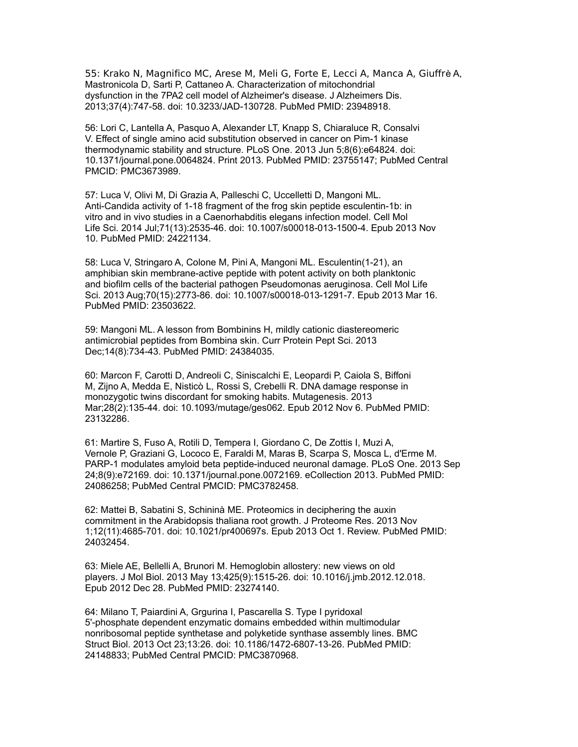55: Krako N, Magnifico MC, Arese M, Meli G, Forte E, Lecci A, Manca A, Giuffrè A, Mastronicola D, Sarti P, Cattaneo A. Characterization of mitochondrial dysfunction in the 7PA2 cell model of Alzheimer's disease. J Alzheimers Dis. 2013;37(4):747-58. doi: 10.3233/JAD-130728. PubMed PMID: 23948918.

56: Lori C, Lantella A, Pasquo A, Alexander LT, Knapp S, Chiaraluce R, Consalvi V. Effect of single amino acid substitution observed in cancer on Pim-1 kinase thermodynamic stability and structure. PLoS One. 2013 Jun 5;8(6):e64824. doi: 10.1371/journal.pone.0064824. Print 2013. PubMed PMID: 23755147; PubMed Central PMCID: PMC3673989.

57: Luca V, Olivi M, Di Grazia A, Palleschi C, Uccelletti D, Mangoni ML. Anti-Candida activity of 1-18 fragment of the frog skin peptide esculentin-1b: in vitro and in vivo studies in a Caenorhabditis elegans infection model. Cell Mol Life Sci. 2014 Jul;71(13):2535-46. doi: 10.1007/s00018-013-1500-4. Epub 2013 Nov 10. PubMed PMID: 24221134.

58: Luca V, Stringaro A, Colone M, Pini A, Mangoni ML. Esculentin(1-21), an amphibian skin membrane-active peptide with potent activity on both planktonic and biofilm cells of the bacterial pathogen Pseudomonas aeruginosa. Cell Mol Life Sci. 2013 Aug;70(15):2773-86. doi: 10.1007/s00018-013-1291-7. Epub 2013 Mar 16. PubMed PMID: 23503622.

59: Mangoni ML. A lesson from Bombinins H, mildly cationic diastereomeric antimicrobial peptides from Bombina skin. Curr Protein Pept Sci. 2013 Dec;14(8):734-43. PubMed PMID: 24384035.

60: Marcon F, Carotti D, Andreoli C, Siniscalchi E, Leopardi P, Caiola S, Biffoni M, Zijno A, Medda E, Nisticò L, Rossi S, Crebelli R. DNA damage response in monozygotic twins discordant for smoking habits. Mutagenesis. 2013 Mar;28(2):135-44. doi: 10.1093/mutage/ges062. Epub 2012 Nov 6. PubMed PMID: 23132286.

61: Martire S, Fuso A, Rotili D, Tempera I, Giordano C, De Zottis I, Muzi A, Vernole P, Graziani G, Lococo E, Faraldi M, Maras B, Scarpa S, Mosca L, d'Erme M. PARP-1 modulates amyloid beta peptide-induced neuronal damage. PLoS One. 2013 Sep 24;8(9):e72169. doi: 10.1371/journal.pone.0072169. eCollection 2013. PubMed PMID: 24086258; PubMed Central PMCID: PMC3782458.

62: Mattei B, Sabatini S, Schininà ME. Proteomics in deciphering the auxin commitment in the Arabidopsis thaliana root growth. J Proteome Res. 2013 Nov 1;12(11):4685-701. doi: 10.1021/pr400697s. Epub 2013 Oct 1. Review. PubMed PMID: 24032454.

63: Miele AE, Bellelli A, Brunori M. Hemoglobin allostery: new views on old players. J Mol Biol. 2013 May 13;425(9):1515-26. doi: 10.1016/j.jmb.2012.12.018. Epub 2012 Dec 28. PubMed PMID: 23274140.

64: Milano T, Paiardini A, Grgurina I, Pascarella S. Type I pyridoxal 5'-phosphate dependent enzymatic domains embedded within multimodular nonribosomal peptide synthetase and polyketide synthase assembly lines. BMC Struct Biol. 2013 Oct 23;13:26. doi: 10.1186/1472-6807-13-26. PubMed PMID: 24148833; PubMed Central PMCID: PMC3870968.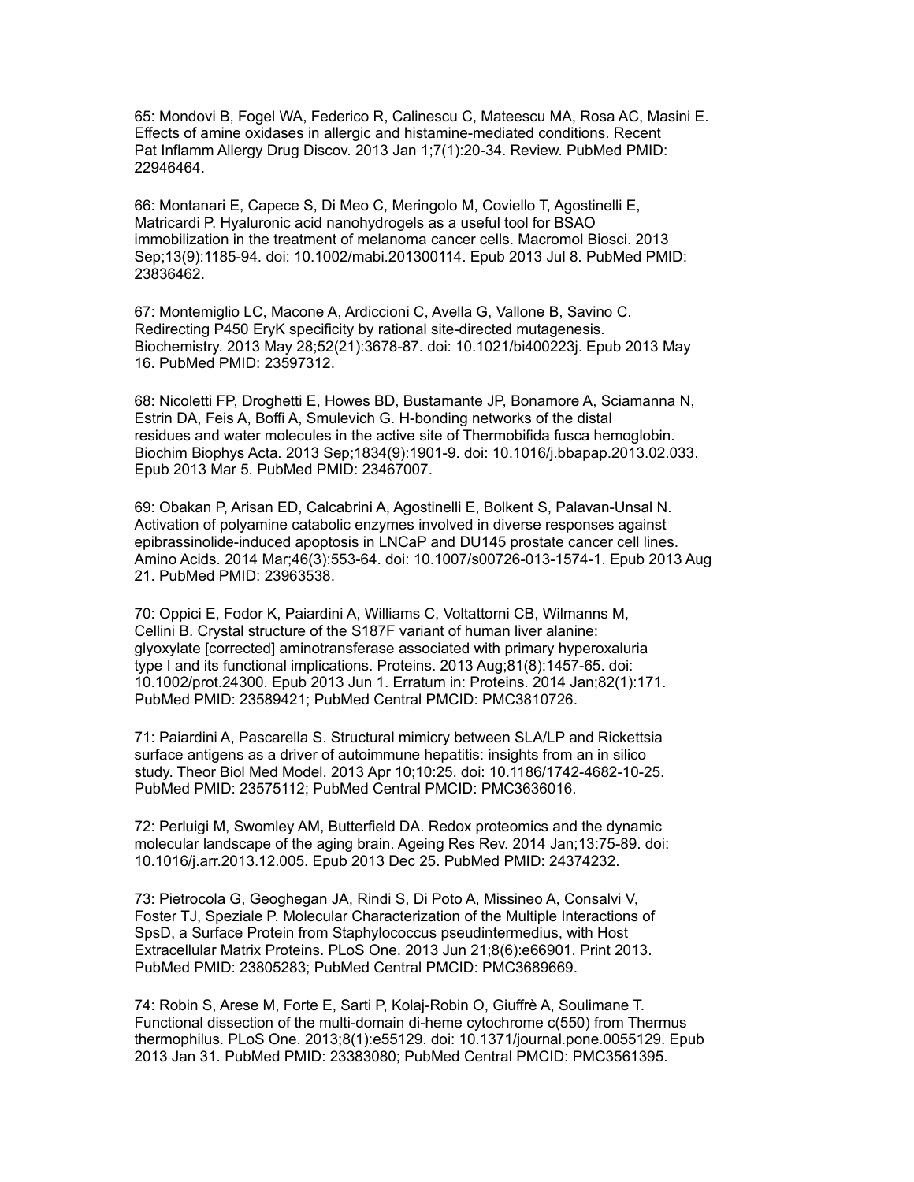65: Mondovi B, Fogel WA, Federico R, Calinescu C, Mateescu MA, Rosa AC, Masini E. Effects of amine oxidases in allergic and histamine-mediated conditions. Recent Pat Inflamm Allergy Drug Discov. 2013 Jan 1;7(1):20-34. Review. PubMed PMID: 22946464.

66: Montanari E, Capece S, Di Meo C, Meringolo M, Coviello T, Agostinelli E, Matricardi P. Hyaluronic acid nanohydrogels as a useful tool for BSAO immobilization in the treatment of melanoma cancer cells. Macromol Biosci. 2013 Sep;13(9):1185-94. doi: 10.1002/mabi.201300114. Epub 2013 Jul 8. PubMed PMID: 23836462.

67: Montemiglio LC, Macone A, Ardiccioni C, Avella G, Vallone B, Savino C. Redirecting P450 EryK specificity by rational site-directed mutagenesis. Biochemistry. 2013 May 28;52(21):3678-87. doi: 10.1021/bi400223j. Epub 2013 May 16. PubMed PMID: 23597312.

68: Nicoletti FP, Droghetti E, Howes BD, Bustamante JP, Bonamore A, Sciamanna N, Estrin DA, Feis A, Boffi A, Smulevich G. H-bonding networks of the distal residues and water molecules in the active site of Thermobifida fusca hemoglobin. Biochim Biophys Acta. 2013 Sep;1834(9):1901-9. doi: 10.1016/j.bbapap.2013.02.033. Epub 2013 Mar 5. PubMed PMID: 23467007.

69: Obakan P, Arisan ED, Calcabrini A, Agostinelli E, Bolkent S, Palavan-Unsal N. Activation of polyamine catabolic enzymes involved in diverse responses against epibrassinolide-induced apoptosis in LNCaP and DU145 prostate cancer cell lines. Amino Acids. 2014 Mar;46(3):553-64. doi: 10.1007/s00726-013-1574-1. Epub 2013 Aug 21. PubMed PMID: 23963538.

70: Oppici E, Fodor K, Paiardini A, Williams C, Voltattorni CB, Wilmanns M, Cellini B. Crystal structure of the S187F variant of human liver alanine: glyoxylate [corrected] aminotransferase associated with primary hyperoxaluria type I and its functional implications. Proteins. 2013 Aug;81(8):1457-65. doi: 10.1002/prot.24300. Epub 2013 Jun 1. Erratum in: Proteins. 2014 Jan;82(1):171. PubMed PMID: 23589421; PubMed Central PMCID: PMC3810726.

71: Paiardini A, Pascarella S. Structural mimicry between SLA/LP and Rickettsia surface antigens as a driver of autoimmune hepatitis: insights from an in silico study. Theor Biol Med Model. 2013 Apr 10;10:25. doi: 10.1186/1742-4682-10-25. PubMed PMID: 23575112; PubMed Central PMCID: PMC3636016.

72: Perluigi M, Swomley AM, Butterfield DA. Redox proteomics and the dynamic molecular landscape of the aging brain. Ageing Res Rev. 2014 Jan;13:75-89. doi: 10.1016/j.arr.2013.12.005. Epub 2013 Dec 25. PubMed PMID: 24374232.

73: Pietrocola G, Geoghegan JA, Rindi S, Di Poto A, Missineo A, Consalvi V, Foster TJ, Speziale P. Molecular Characterization of the Multiple Interactions of SpsD, a Surface Protein from Staphylococcus pseudintermedius, with Host Extracellular Matrix Proteins. PLoS One. 2013 Jun 21;8(6):e66901. Print 2013. PubMed PMID: 23805283; PubMed Central PMCID: PMC3689669.

74: Robin S, Arese M, Forte E, Sarti P, Kolaj-Robin O, Giuffrè A, Soulimane T. Functional dissection of the multi-domain di-heme cytochrome c(550) from Thermus thermophilus. PLoS One. 2013;8(1):e55129. doi: 10.1371/journal.pone.0055129. Epub 2013 Jan 31. PubMed PMID: 23383080; PubMed Central PMCID: PMC3561395.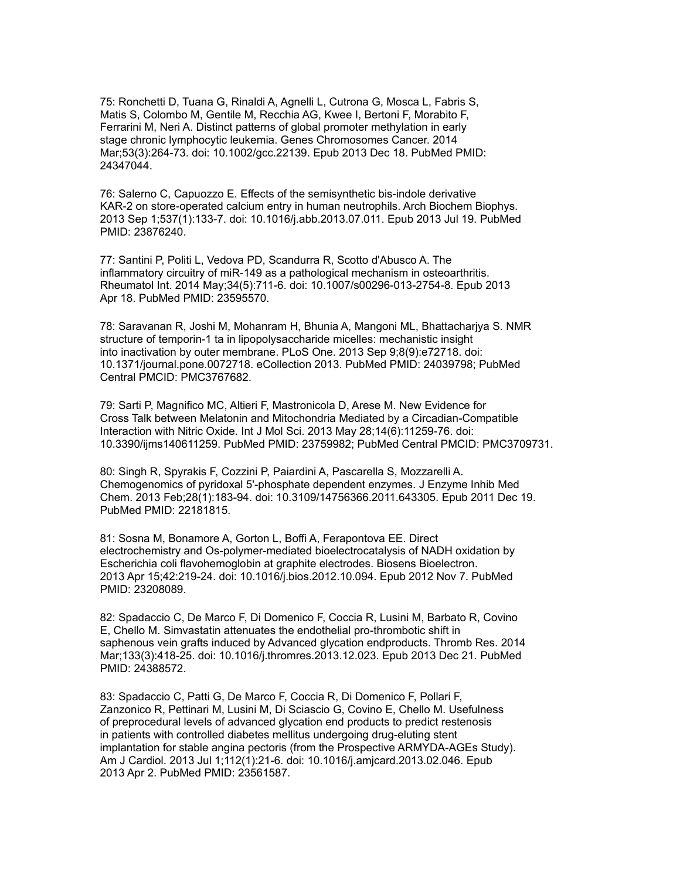75: Ronchetti D, Tuana G, Rinaldi A, Agnelli L, Cutrona G, Mosca L, Fabris S, Matis S, Colombo M, Gentile M, Recchia AG, Kwee I, Bertoni F, Morabito F, Ferrarini M, Neri A. Distinct patterns of global promoter methylation in early stage chronic lymphocytic leukemia. Genes Chromosomes Cancer. 2014 Mar;53(3):264-73. doi: 10.1002/gcc.22139. Epub 2013 Dec 18. PubMed PMID: 24347044.

76: Salerno C, Capuozzo E. Effects of the semisynthetic bis-indole derivative KAR-2 on store-operated calcium entry in human neutrophils. Arch Biochem Biophys. 2013 Sep 1;537(1):133-7. doi: 10.1016/j.abb.2013.07.011. Epub 2013 Jul 19. PubMed PMID: 23876240.

77: Santini P, Politi L, Vedova PD, Scandurra R, Scotto d'Abusco A. The inflammatory circuitry of miR-149 as a pathological mechanism in osteoarthritis. Rheumatol Int. 2014 May;34(5):711-6. doi: 10.1007/s00296-013-2754-8. Epub 2013 Apr 18. PubMed PMID: 23595570.

78: Saravanan R, Joshi M, Mohanram H, Bhunia A, Mangoni ML, Bhattacharjya S. NMR structure of temporin-1 ta in lipopolysaccharide micelles: mechanistic insight into inactivation by outer membrane. PLoS One. 2013 Sep 9;8(9):e72718. doi: 10.1371/journal.pone.0072718. eCollection 2013. PubMed PMID: 24039798; PubMed Central PMCID: PMC3767682.

79: Sarti P, Magnifico MC, Altieri F, Mastronicola D, Arese M. New Evidence for Cross Talk between Melatonin and Mitochondria Mediated by a Circadian-Compatible Interaction with Nitric Oxide. Int J Mol Sci. 2013 May 28;14(6):11259-76. doi: 10.3390/ijms140611259. PubMed PMID: 23759982; PubMed Central PMCID: PMC3709731.

80: Singh R, Spyrakis F, Cozzini P, Paiardini A, Pascarella S, Mozzarelli A. Chemogenomics of pyridoxal 5'-phosphate dependent enzymes. J Enzyme Inhib Med Chem. 2013 Feb;28(1):183-94. doi: 10.3109/14756366.2011.643305. Epub 2011 Dec 19. PubMed PMID: 22181815.

81: Sosna M, Bonamore A, Gorton L, Boffi A, Ferapontova EE. Direct electrochemistry and Os-polymer-mediated bioelectrocatalysis of NADH oxidation by Escherichia coli flavohemoglobin at graphite electrodes. Biosens Bioelectron. 2013 Apr 15;42:219-24. doi: 10.1016/j.bios.2012.10.094. Epub 2012 Nov 7. PubMed PMID: 23208089.

82: Spadaccio C, De Marco F, Di Domenico F, Coccia R, Lusini M, Barbato R, Covino E, Chello M. Simvastatin attenuates the endothelial pro-thrombotic shift in saphenous vein grafts induced by Advanced glycation endproducts. Thromb Res. 2014 Mar;133(3):418-25. doi: 10.1016/j.thromres.2013.12.023. Epub 2013 Dec 21. PubMed PMID: 24388572.

83: Spadaccio C, Patti G, De Marco F, Coccia R, Di Domenico F, Pollari F, Zanzonico R, Pettinari M, Lusini M, Di Sciascio G, Covino E, Chello M. Usefulness of preprocedural levels of advanced glycation end products to predict restenosis in patients with controlled diabetes mellitus undergoing drug-eluting stent implantation for stable angina pectoris (from the Prospective ARMYDA-AGEs Study). Am J Cardiol. 2013 Jul 1;112(1):21-6. doi: 10.1016/j.amjcard.2013.02.046. Epub 2013 Apr 2. PubMed PMID: 23561587.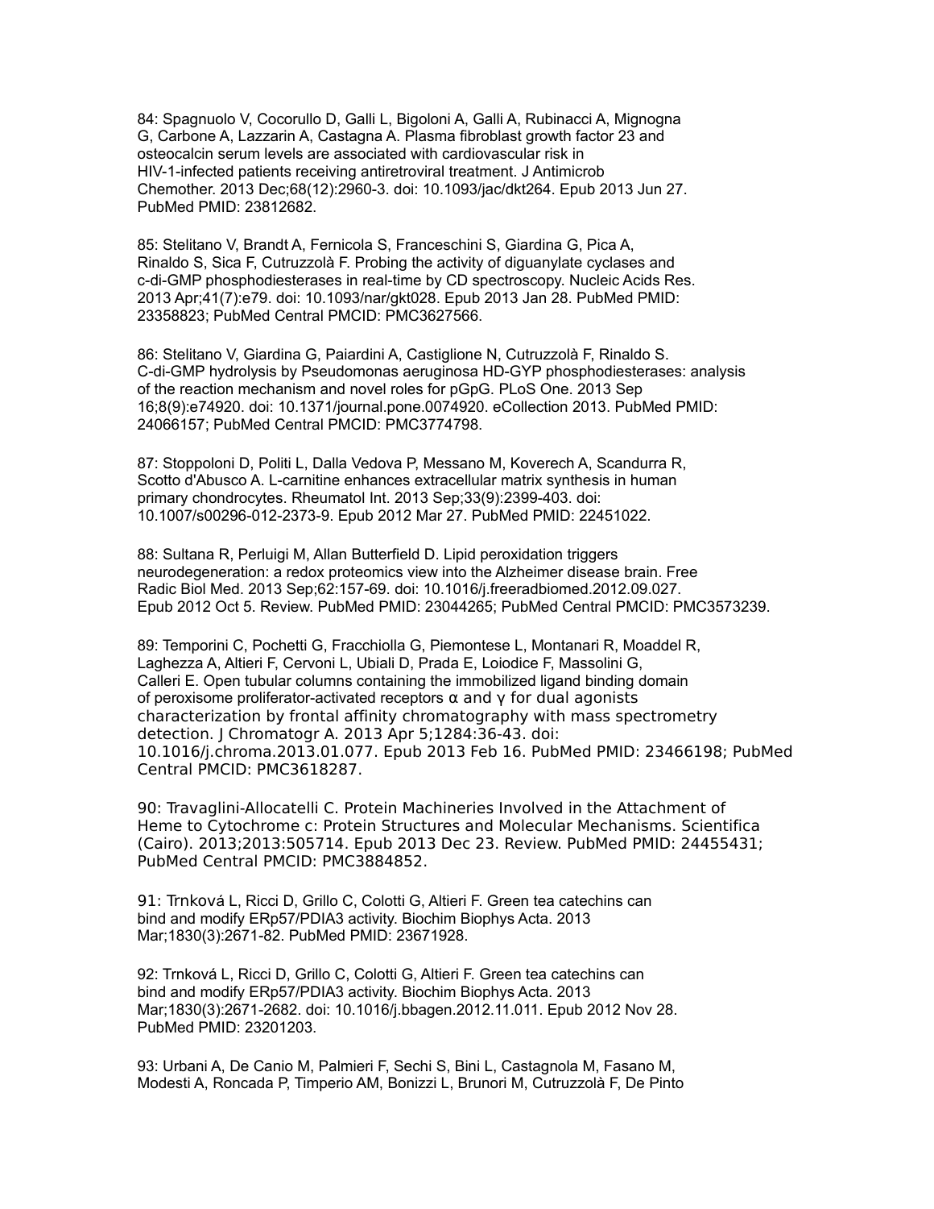84: Spagnuolo V, Cocorullo D, Galli L, Bigoloni A, Galli A, Rubinacci A, Mignogna G, Carbone A, Lazzarin A, Castagna A. Plasma fibroblast growth factor 23 and osteocalcin serum levels are associated with cardiovascular risk in HIV-1-infected patients receiving antiretroviral treatment. J Antimicrob Chemother. 2013 Dec;68(12):2960-3. doi: 10.1093/jac/dkt264. Epub 2013 Jun 27. PubMed PMID: 23812682.

85: Stelitano V, Brandt A, Fernicola S, Franceschini S, Giardina G, Pica A, Rinaldo S, Sica F, Cutruzzolà F. Probing the activity of diguanylate cyclases and c-di-GMP phosphodiesterases in real-time by CD spectroscopy. Nucleic Acids Res. 2013 Apr;41(7):e79. doi: 10.1093/nar/gkt028. Epub 2013 Jan 28. PubMed PMID: 23358823; PubMed Central PMCID: PMC3627566.

86: Stelitano V, Giardina G, Paiardini A, Castiglione N, Cutruzzolà F, Rinaldo S. C-di-GMP hydrolysis by Pseudomonas aeruginosa HD-GYP phosphodiesterases: analysis of the reaction mechanism and novel roles for pGpG. PLoS One. 2013 Sep 16;8(9):e74920. doi: 10.1371/journal.pone.0074920. eCollection 2013. PubMed PMID: 24066157; PubMed Central PMCID: PMC3774798.

87: Stoppoloni D, Politi L, Dalla Vedova P, Messano M, Koverech A, Scandurra R, Scotto d'Abusco A. L-carnitine enhances extracellular matrix synthesis in human primary chondrocytes. Rheumatol Int. 2013 Sep;33(9):2399-403. doi: 10.1007/s00296-012-2373-9. Epub 2012 Mar 27. PubMed PMID: 22451022.

88: Sultana R, Perluigi M, Allan Butterfield D. Lipid peroxidation triggers neurodegeneration: a redox proteomics view into the Alzheimer disease brain. Free Radic Biol Med. 2013 Sep;62:157-69. doi: 10.1016/j.freeradbiomed.2012.09.027. Epub 2012 Oct 5. Review. PubMed PMID: 23044265; PubMed Central PMCID: PMC3573239.

89: Temporini C, Pochetti G, Fracchiolla G, Piemontese L, Montanari R, Moaddel R, Laghezza A, Altieri F, Cervoni L, Ubiali D, Prada E, Loiodice F, Massolini G, Calleri E. Open tubular columns containing the immobilized ligand binding domain of peroxisome proliferator-activated receptors α and γ for dual agonists characterization by frontal affinity chromatography with mass spectrometry detection. J Chromatogr A. 2013 Apr 5;1284:36-43. doi: 10.1016/j.chroma.2013.01.077. Epub 2013 Feb 16. PubMed PMID: 23466198; PubMed Central PMCID: PMC3618287.

90: Travaglini-Allocatelli C. Protein Machineries Involved in the Attachment of Heme to Cytochrome c: Protein Structures and Molecular Mechanisms. Scientifica (Cairo). 2013;2013:505714. Epub 2013 Dec 23. Review. PubMed PMID: 24455431; PubMed Central PMCID: PMC3884852.

91: Trnková L, Ricci D, Grillo C, Colotti G, Altieri F. Green tea catechins can bind and modify ERp57/PDIA3 activity. Biochim Biophys Acta. 2013 Mar;1830(3):2671-82. PubMed PMID: 23671928.

92: Trnková L, Ricci D, Grillo C, Colotti G, Altieri F. Green tea catechins can bind and modify ERp57/PDIA3 activity. Biochim Biophys Acta. 2013 Mar;1830(3):2671-2682. doi: 10.1016/j.bbagen.2012.11.011. Epub 2012 Nov 28. PubMed PMID: 23201203.

93: Urbani A, De Canio M, Palmieri F, Sechi S, Bini L, Castagnola M, Fasano M, Modesti A, Roncada P, Timperio AM, Bonizzi L, Brunori M, Cutruzzolà F, De Pinto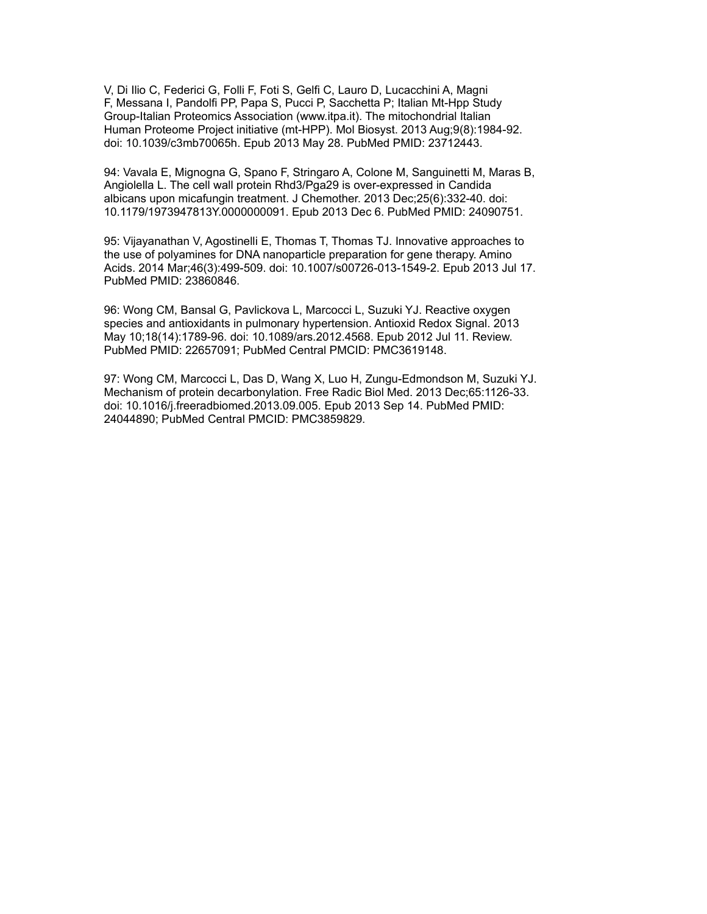V, Di Ilio C, Federici G, Folli F, Foti S, Gelfi C, Lauro D, Lucacchini A, Magni F, Messana I, Pandolfi PP, Papa S, Pucci P, Sacchetta P; Italian Mt-Hpp Study Group-Italian Proteomics Association (www.itpa.it). The mitochondrial Italian Human Proteome Project initiative (mt-HPP). Mol Biosyst. 2013 Aug;9(8):1984-92. doi: 10.1039/c3mb70065h. Epub 2013 May 28. PubMed PMID: 23712443.

94: Vavala E, Mignogna G, Spano F, Stringaro A, Colone M, Sanguinetti M, Maras B, Angiolella L. The cell wall protein Rhd3/Pga29 is over-expressed in Candida albicans upon micafungin treatment. J Chemother. 2013 Dec;25(6):332-40. doi: 10.1179/1973947813Y.0000000091. Epub 2013 Dec 6. PubMed PMID: 24090751.

95: Vijayanathan V, Agostinelli E, Thomas T, Thomas TJ. Innovative approaches to the use of polyamines for DNA nanoparticle preparation for gene therapy. Amino Acids. 2014 Mar;46(3):499-509. doi: 10.1007/s00726-013-1549-2. Epub 2013 Jul 17. PubMed PMID: 23860846.

96: Wong CM, Bansal G, Pavlickova L, Marcocci L, Suzuki YJ. Reactive oxygen species and antioxidants in pulmonary hypertension. Antioxid Redox Signal. 2013 May 10;18(14):1789-96. doi: 10.1089/ars.2012.4568. Epub 2012 Jul 11. Review. PubMed PMID: 22657091; PubMed Central PMCID: PMC3619148.

97: Wong CM, Marcocci L, Das D, Wang X, Luo H, Zungu-Edmondson M, Suzuki YJ. Mechanism of protein decarbonylation. Free Radic Biol Med. 2013 Dec;65:1126-33. doi: 10.1016/j.freeradbiomed.2013.09.005. Epub 2013 Sep 14. PubMed PMID: 24044890; PubMed Central PMCID: PMC3859829.